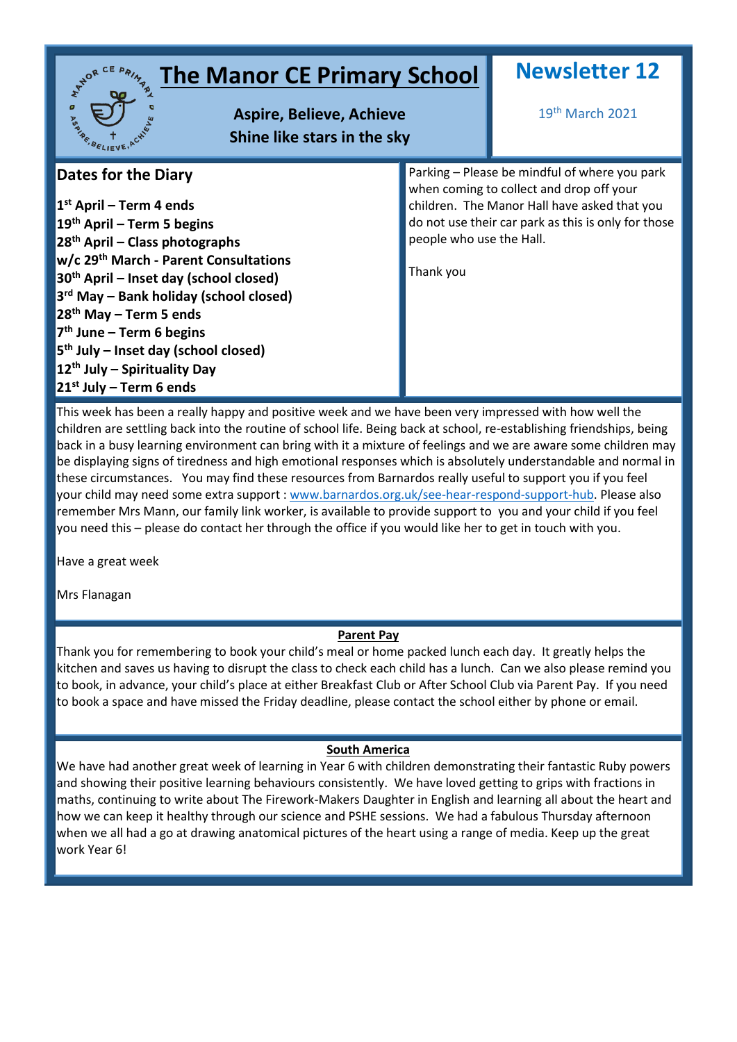# The Manor CE Primary School

**Aspire, Believe, Achieve**
**Shine like stars in the sky**

## Newsletter 12

19th March 2021

## Dates for the Diary

**1st April – Term 4 ends**
**19th April – Term 5 begins**
**28th April – Class photographs**
**w/c 29th March - Parent Consultations**
**30th April – Inset day (school closed)**
**3rd May – Bank holiday (school closed)**
**28th May – Term 5 ends**
**7th June – Term 6 begins**
**5th July – Inset day (school closed)**
**12th July – Spirituality Day**
**21st July – Term 6 ends**

Parking – Please be mindful of where you park when coming to collect and drop off your children. The Manor Hall have asked that you do not use their car park as this is only for those people who use the Hall.

Thank you

This week has been a really happy and positive week and we have been very impressed with how well the children are settling back into the routine of school life. Being back at school, re-establishing friendships, being back in a busy learning environment can bring with it a mixture of feelings and we are aware some children may be displaying signs of tiredness and high emotional responses which is absolutely understandable and normal in these circumstances. You may find these resources from Barnardos really useful to support you if you feel your child may need some extra support : www.barnardos.org.uk/see-hear-respond-support-hub. Please also remember Mrs Mann, our family link worker, is available to provide support to you and your child if you feel you need this – please do contact her through the office if you would like her to get in touch with you.

Have a great week

Mrs Flanagan

### Parent Pay

Thank you for remembering to book your child's meal or home packed lunch each day. It greatly helps the kitchen and saves us having to disrupt the class to check each child has a lunch. Can we also please remind you to book, in advance, your child's place at either Breakfast Club or After School Club via Parent Pay. If you need to book a space and have missed the Friday deadline, please contact the school either by phone or email.

### South America

We have had another great week of learning in Year 6 with children demonstrating their fantastic Ruby powers and showing their positive learning behaviours consistently. We have loved getting to grips with fractions in maths, continuing to write about The Firework-Makers Daughter in English and learning all about the heart and how we can keep it healthy through our science and PSHE sessions. We had a fabulous Thursday afternoon when we all had a go at drawing anatomical pictures of the heart using a range of media. Keep up the great work Year 6!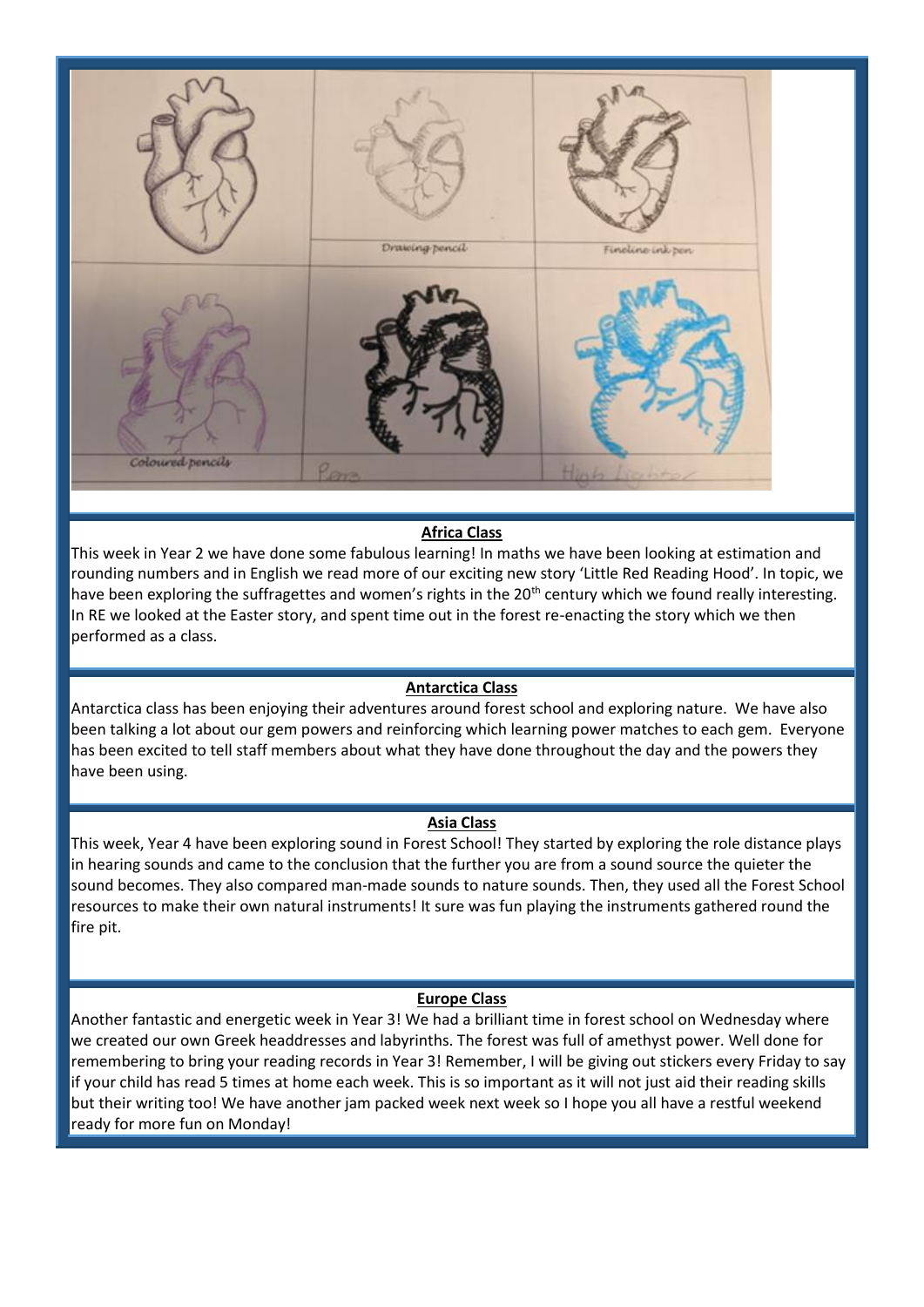Drawing pencil

Fineline ink pen

Coloured pencils

Pens

High Lighter

**Africa Class**

This week in Year 2 we have done some fabulous learning! In maths we have been looking at estimation and rounding numbers and in English we read more of our exciting new story 'Little Red Reading Hood'. In topic, we have been exploring the suffragettes and women's rights in the 20th century which we found really interesting. In RE we looked at the Easter story, and spent time out in the forest re-enacting the story which we then performed as a class.

**Antarctica Class**

Antarctica class has been enjoying their adventures around forest school and exploring nature. We have also been talking a lot about our gem powers and reinforcing which learning power matches to each gem. Everyone has been excited to tell staff members about what they have done throughout the day and the powers they have been using.

**Asia Class**

This week, Year 4 have been exploring sound in Forest School! They started by exploring the role distance plays in hearing sounds and came to the conclusion that the further you are from a sound source the quieter the sound becomes. They also compared man-made sounds to nature sounds. Then, they used all the Forest School resources to make their own natural instruments! It sure was fun playing the instruments gathered round the fire pit.

**Europe Class**

Another fantastic and energetic week in Year 3! We had a brilliant time in forest school on Wednesday where we created our own Greek headdresses and labyrinths. The forest was full of amethyst power. Well done for remembering to bring your reading records in Year 3! Remember, I will be giving out stickers every Friday to say if your child has read 5 times at home each week. This is so important as it will not just aid their reading skills but their writing too! We have another jam packed week next week so I hope you all have a restful weekend ready for more fun on Monday!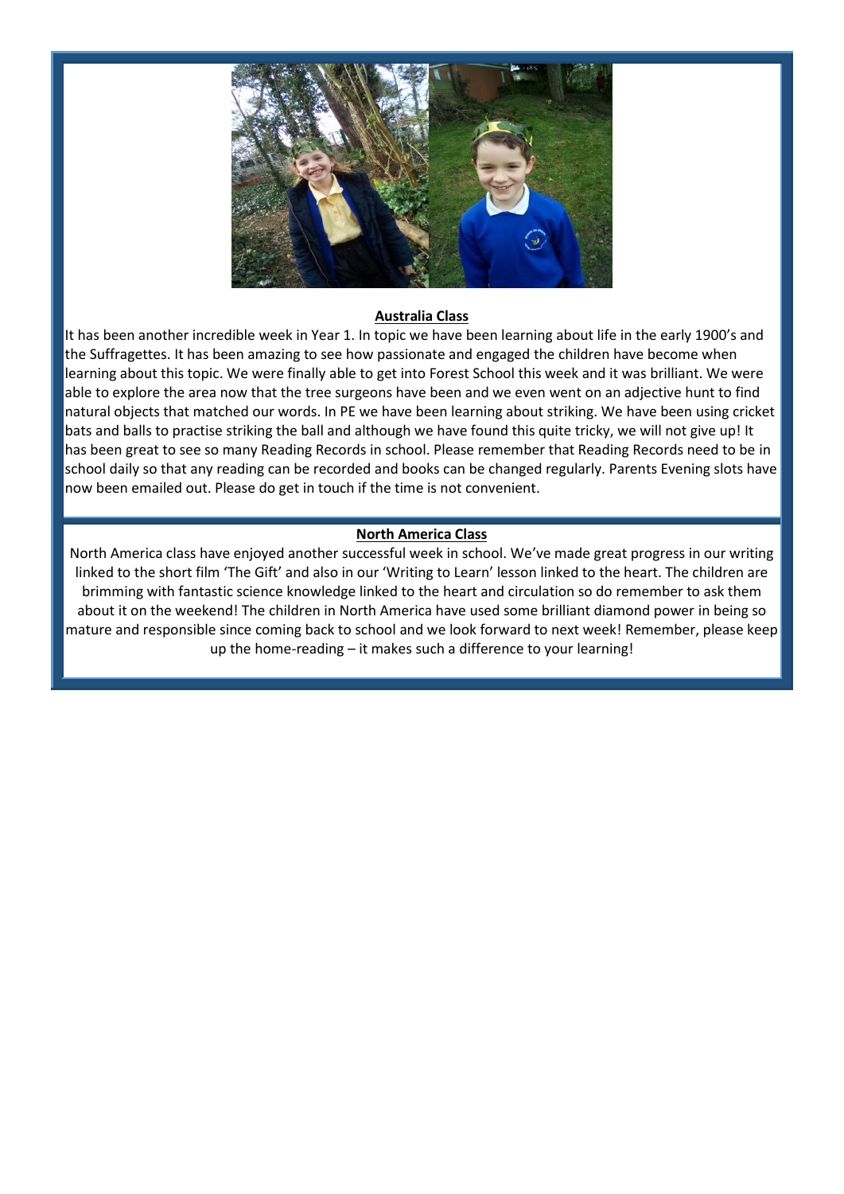**Australia Class**

It has been another incredible week in Year 1. In topic we have been learning about life in the early 1900's and the Suffragettes. It has been amazing to see how passionate and engaged the children have become when learning about this topic. We were finally able to get into Forest School this week and it was brilliant. We were able to explore the area now that the tree surgeons have been and we even went on an adjective hunt to find natural objects that matched our words. In PE we have been learning about striking. We have been using cricket bats and balls to practise striking the ball and although we have found this quite tricky, we will not give up! It has been great to see so many Reading Records in school. Please remember that Reading Records need to be in school daily so that any reading can be recorded and books can be changed regularly. Parents Evening slots have now been emailed out. Please do get in touch if the time is not convenient.

**North America Class**

North America class have enjoyed another successful week in school. We've made great progress in our writing linked to the short film 'The Gift' and also in our 'Writing to Learn' lesson linked to the heart. The children are brimming with fantastic science knowledge linked to the heart and circulation so do remember to ask them about it on the weekend! The children in North America have used some brilliant diamond power in being so mature and responsible since coming back to school and we look forward to next week! Remember, please keep up the home-reading – it makes such a difference to your learning!